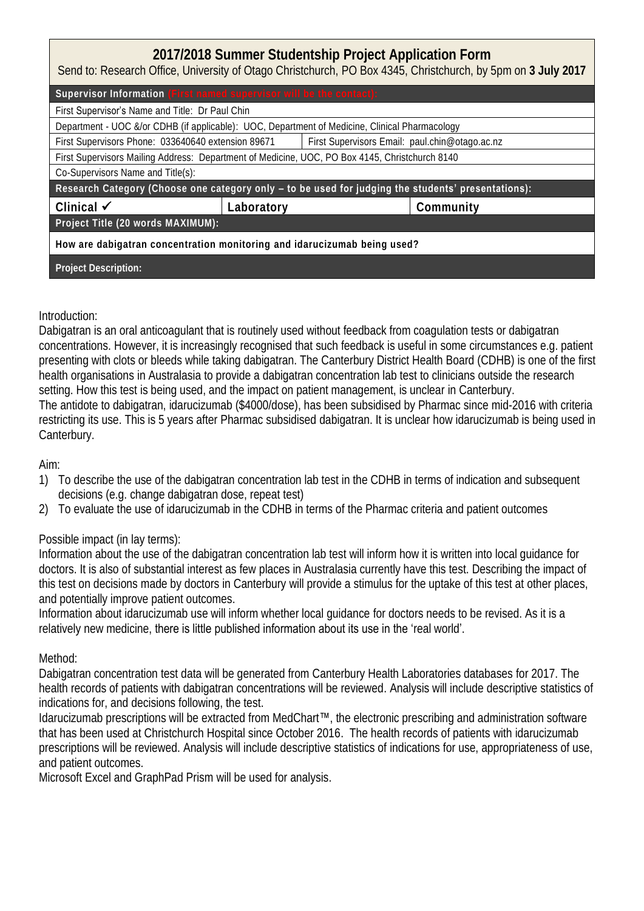# 2017/2018 Summer Studentship Project Application Form

Send to: Research Office, University of Otago Christchurch, PO Box 4345, Christchurch, by 5pm on **3 July 2017**

| Supervisor Information (First named supervisor will be the contact): | | |
|---|---|---|
| First Supervisor's Name and Title: Dr Paul Chin | | |
| Department - UOC &/or CDHB (if applicable): UOC, Department of Medicine, Clinical Pharmacology | | |
| First Supervisors Phone: 033640640 extension 89671 | First Supervisors Email: paul.chin@otago.ac.nz | |
| First Supervisors Mailing Address: Department of Medicine, UOC, PO Box 4145, Christchurch 8140 | | |
| Co-Supervisors Name and Title(s): | | |
| **Research Category (Choose one category only – to be used for judging the students' presentations):** | | |
| **Clinical ✓** | **Laboratory** | **Community** |
| **Project Title (20 words MAXIMUM):** | | |
| **How are dabigatran concentration monitoring and idarucizumab being used?** | | |
| **Project Description:** | | |

Introduction:

Dabigatran is an oral anticoagulant that is routinely used without feedback from coagulation tests or dabigatran concentrations. However, it is increasingly recognised that such feedback is useful in some circumstances e.g. patient presenting with clots or bleeds while taking dabigatran. The Canterbury District Health Board (CDHB) is one of the first health organisations in Australasia to provide a dabigatran concentration lab test to clinicians outside the research setting. How this test is being used, and the impact on patient management, is unclear in Canterbury.

The antidote to dabigatran, idarucizumab ($4000/dose), has been subsidised by Pharmac since mid-2016 with criteria restricting its use. This is 5 years after Pharmac subsidised dabigatran. It is unclear how idarucizumab is being used in Canterbury.

Aim:

1) To describe the use of the dabigatran concentration lab test in the CDHB in terms of indication and subsequent decisions (e.g. change dabigatran dose, repeat test)
2) To evaluate the use of idarucizumab in the CDHB in terms of the Pharmac criteria and patient outcomes

Possible impact (in lay terms):

Information about the use of the dabigatran concentration lab test will inform how it is written into local guidance for doctors. It is also of substantial interest as few places in Australasia currently have this test. Describing the impact of this test on decisions made by doctors in Canterbury will provide a stimulus for the uptake of this test at other places, and potentially improve patient outcomes.

Information about idarucizumab use will inform whether local guidance for doctors needs to be revised. As it is a relatively new medicine, there is little published information about its use in the 'real world'.

Method:

Dabigatran concentration test data will be generated from Canterbury Health Laboratories databases for 2017. The health records of patients with dabigatran concentrations will be reviewed. Analysis will include descriptive statistics of indications for, and decisions following, the test.

Idarucizumab prescriptions will be extracted from MedChart™, the electronic prescribing and administration software that has been used at Christchurch Hospital since October 2016. The health records of patients with idarucizumab prescriptions will be reviewed. Analysis will include descriptive statistics of indications for use, appropriateness of use, and patient outcomes.

Microsoft Excel and GraphPad Prism will be used for analysis.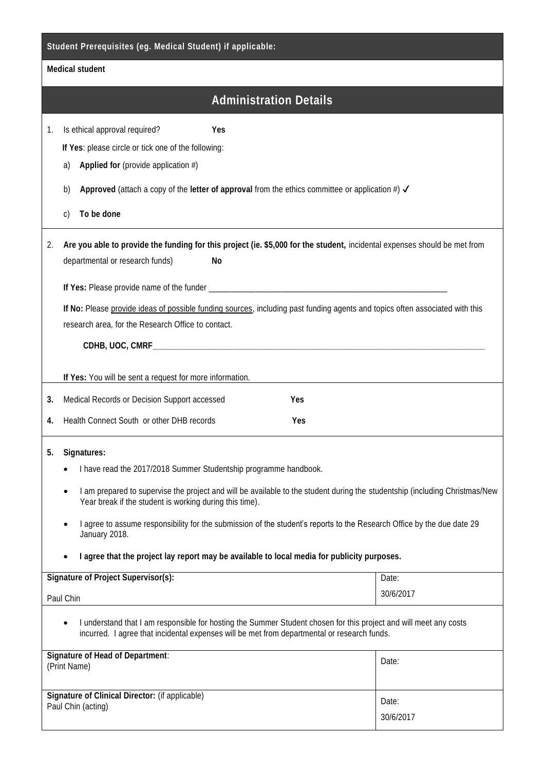**Student Prerequisites (eg. Medical Student) if applicable:**

**Medical student**

## Administration Details

1. Is ethical approval required? **Yes**

   **If Yes**: please circle or tick one of the following:

   a) **Applied for** (provide application #)

   b) **Approved** (attach a copy of the **letter of approval** from the ethics committee or application #) ✓

   c) **To be done**

2. **Are you able to provide the funding for this project (ie. $5,000 for the student,** incidental expenses should be met from departmental or research funds) **No**

   **If Yes:** Please provide name of the funder ___________________________________________________________

   **If No:** Please provide ideas of possible funding sources, including past funding agents and topics often associated with this research area, for the Research Office to contact.

   **CDHB, UOC, CMRF**_______________________________________________________________________________

   **If Yes:** You will be sent a request for more information.

3. Medical Records or Decision Support accessed **Yes**

4. Health Connect South or other DHB records **Yes**

5. **Signatures:**

   - I have read the 2017/2018 Summer Studentship programme handbook.
   - I am prepared to supervise the project and will be available to the student during the studentship (including Christmas/New Year break if the student is working during this time).
   - I agree to assume responsibility for the submission of the student's reports to the Research Office by the due date 29 January 2018.
   - **I agree that the project lay report may be available to local media for publicity purposes.**

| | |
|---|---|
| **Signature of Project Supervisor(s):**<br>Paul Chin | Date:<br>30/6/2017 |

- I understand that I am responsible for hosting the Summer Student chosen for this project and will meet any costs incurred. I agree that incidental expenses will be met from departmental or research funds.

| | |
|---|---|
| **Signature of Head of Department**:<br>(Print Name) | Date: |
| **Signature of Clinical Director:** (if applicable)<br>Paul Chin (acting) | Date:<br>30/6/2017 |